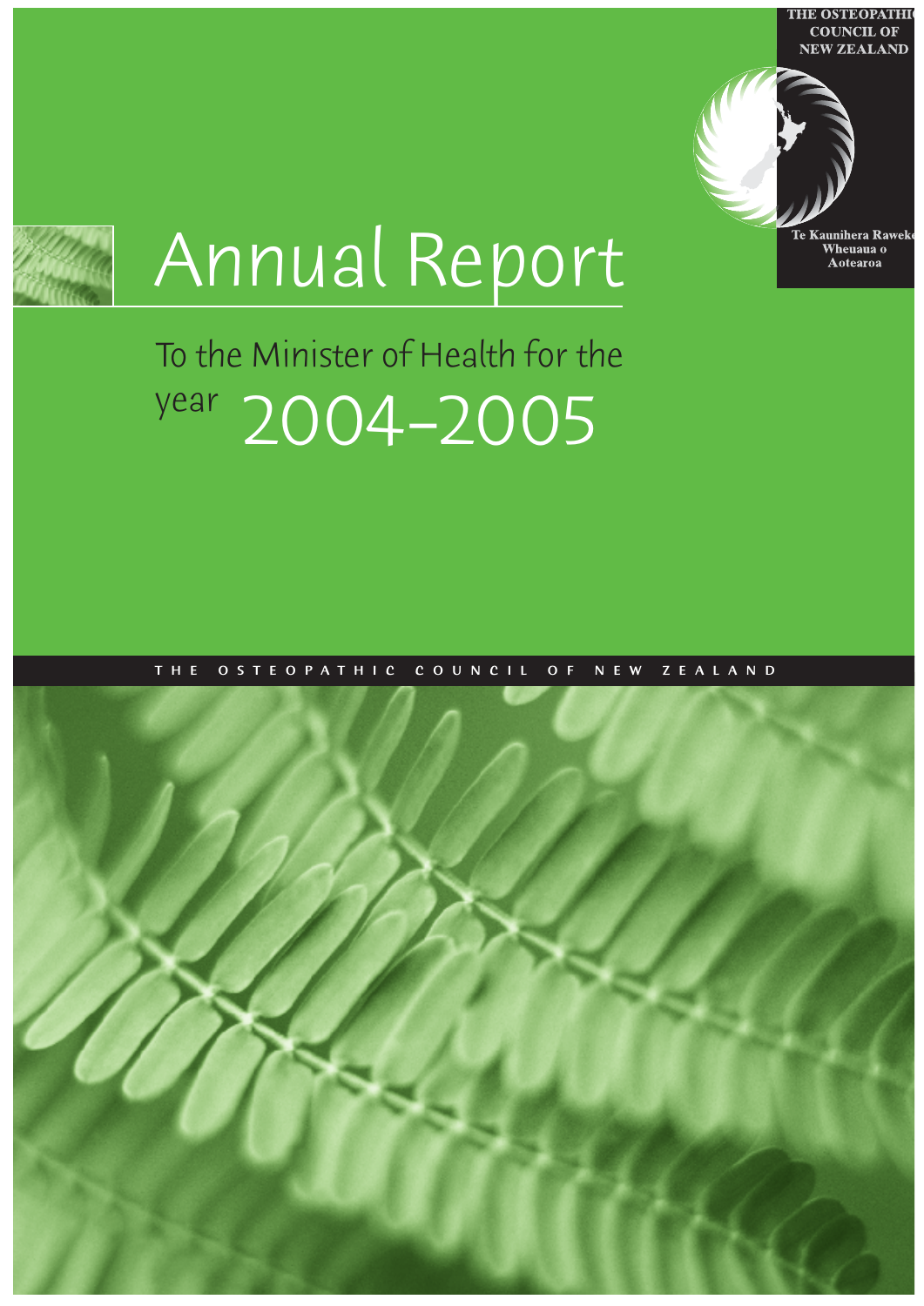THE OSTEOPATHIC COUNCIL OF NEW ZEALAND

Te Kaunihera Raweke Wheuaua o Aotearoa

# Annual Report

## To the Minister of Health for the year 2004–2005

THE OSTEOPATHIC COUNCIL OF NEW ZEALAND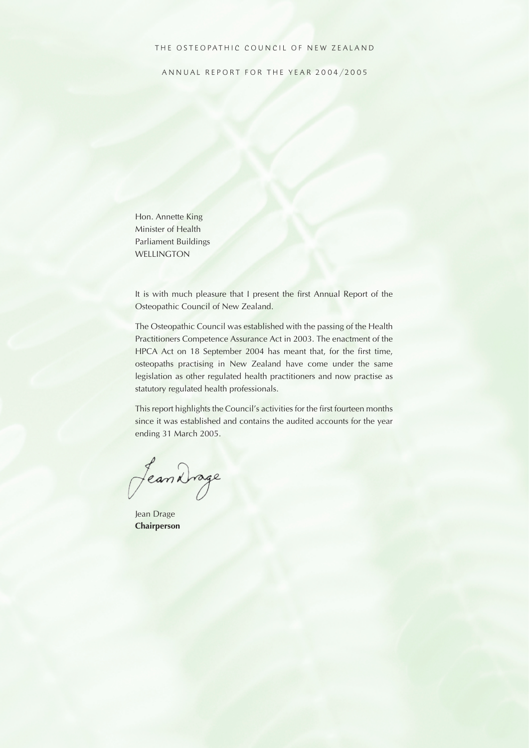THE OSTEOPATHIC COUNCIL OF NEW ZEALAND

ANNUAL REPORT FOR THE YEAR 2004/2005

Hon. Annette King
Minister of Health
Parliament Buildings
WELLINGTON

It is with much pleasure that I present the first Annual Report of the Osteopathic Council of New Zealand.

The Osteopathic Council was established with the passing of the Health Practitioners Competence Assurance Act in 2003. The enactment of the HPCA Act on 18 September 2004 has meant that, for the first time, osteopaths practising in New Zealand have come under the same legislation as other regulated health practitioners and now practise as statutory regulated health professionals.

This report highlights the Council's activities for the first fourteen months since it was established and contains the audited accounts for the year ending 31 March 2005.

Jean Drage
**Chairperson**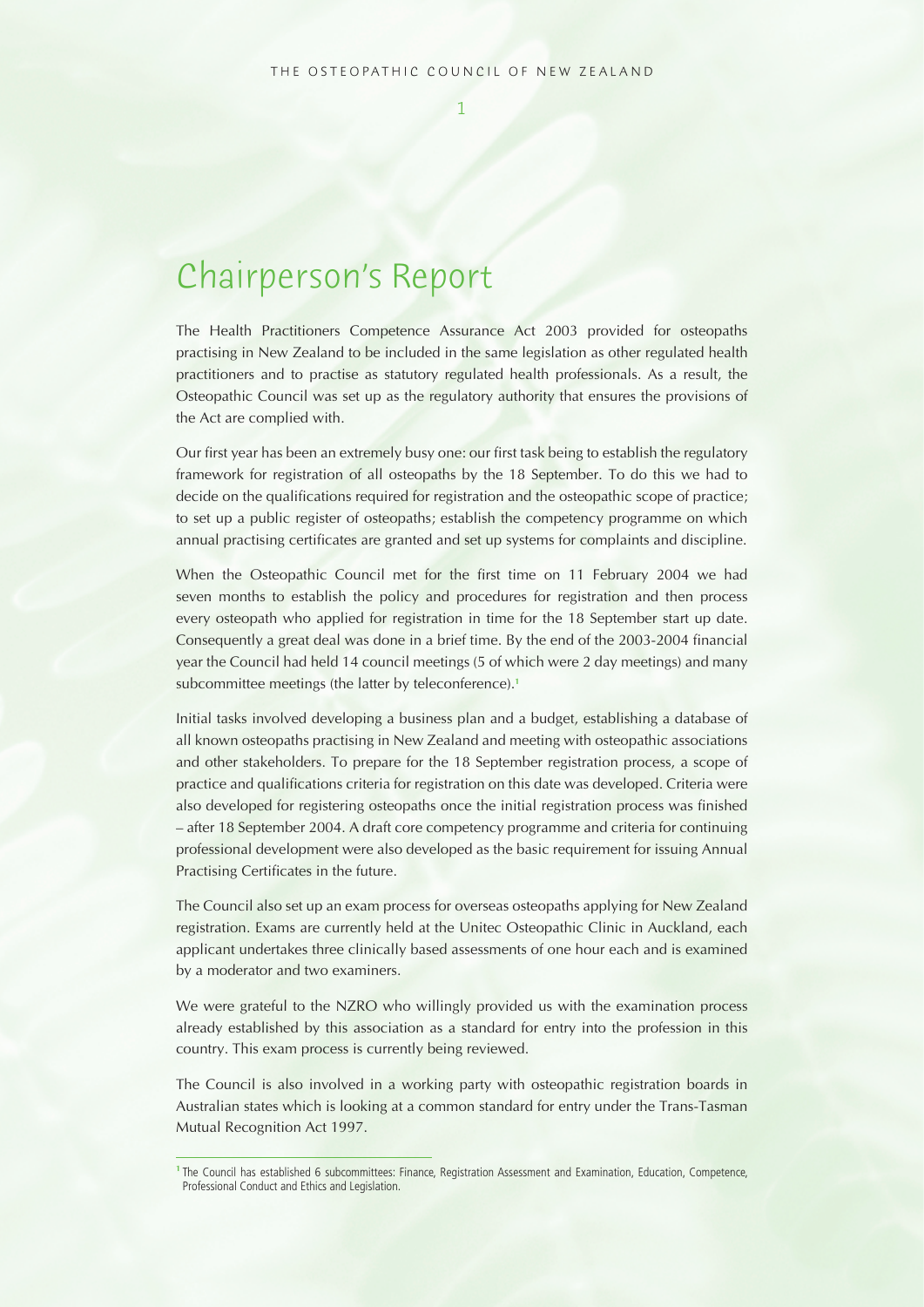# Chairperson's Report

The Health Practitioners Competence Assurance Act 2003 provided for osteopaths practising in New Zealand to be included in the same legislation as other regulated health practitioners and to practise as statutory regulated health professionals. As a result, the Osteopathic Council was set up as the regulatory authority that ensures the provisions of the Act are complied with.

Our first year has been an extremely busy one: our first task being to establish the regulatory framework for registration of all osteopaths by the 18 September. To do this we had to decide on the qualifications required for registration and the osteopathic scope of practice; to set up a public register of osteopaths; establish the competency programme on which annual practising certificates are granted and set up systems for complaints and discipline.

When the Osteopathic Council met for the first time on 11 February 2004 we had seven months to establish the policy and procedures for registration and then process every osteopath who applied for registration in time for the 18 September start up date. Consequently a great deal was done in a brief time. By the end of the 2003-2004 financial year the Council had held 14 council meetings (5 of which were 2 day meetings) and many subcommittee meetings (the latter by teleconference).[1]

Initial tasks involved developing a business plan and a budget, establishing a database of all known osteopaths practising in New Zealand and meeting with osteopathic associations and other stakeholders. To prepare for the 18 September registration process, a scope of practice and qualifications criteria for registration on this date was developed. Criteria were also developed for registering osteopaths once the initial registration process was finished – after 18 September 2004. A draft core competency programme and criteria for continuing professional development were also developed as the basic requirement for issuing Annual Practising Certificates in the future.

The Council also set up an exam process for overseas osteopaths applying for New Zealand registration. Exams are currently held at the Unitec Osteopathic Clinic in Auckland, each applicant undertakes three clinically based assessments of one hour each and is examined by a moderator and two examiners.

We were grateful to the NZRO who willingly provided us with the examination process already established by this association as a standard for entry into the profession in this country. This exam process is currently being reviewed.

The Council is also involved in a working party with osteopathic registration boards in Australian states which is looking at a common standard for entry under the Trans-Tasman Mutual Recognition Act 1997.

---

[1] The Council has established 6 subcommittees: Finance, Registration Assessment and Examination, Education, Competence, Professional Conduct and Ethics and Legislation.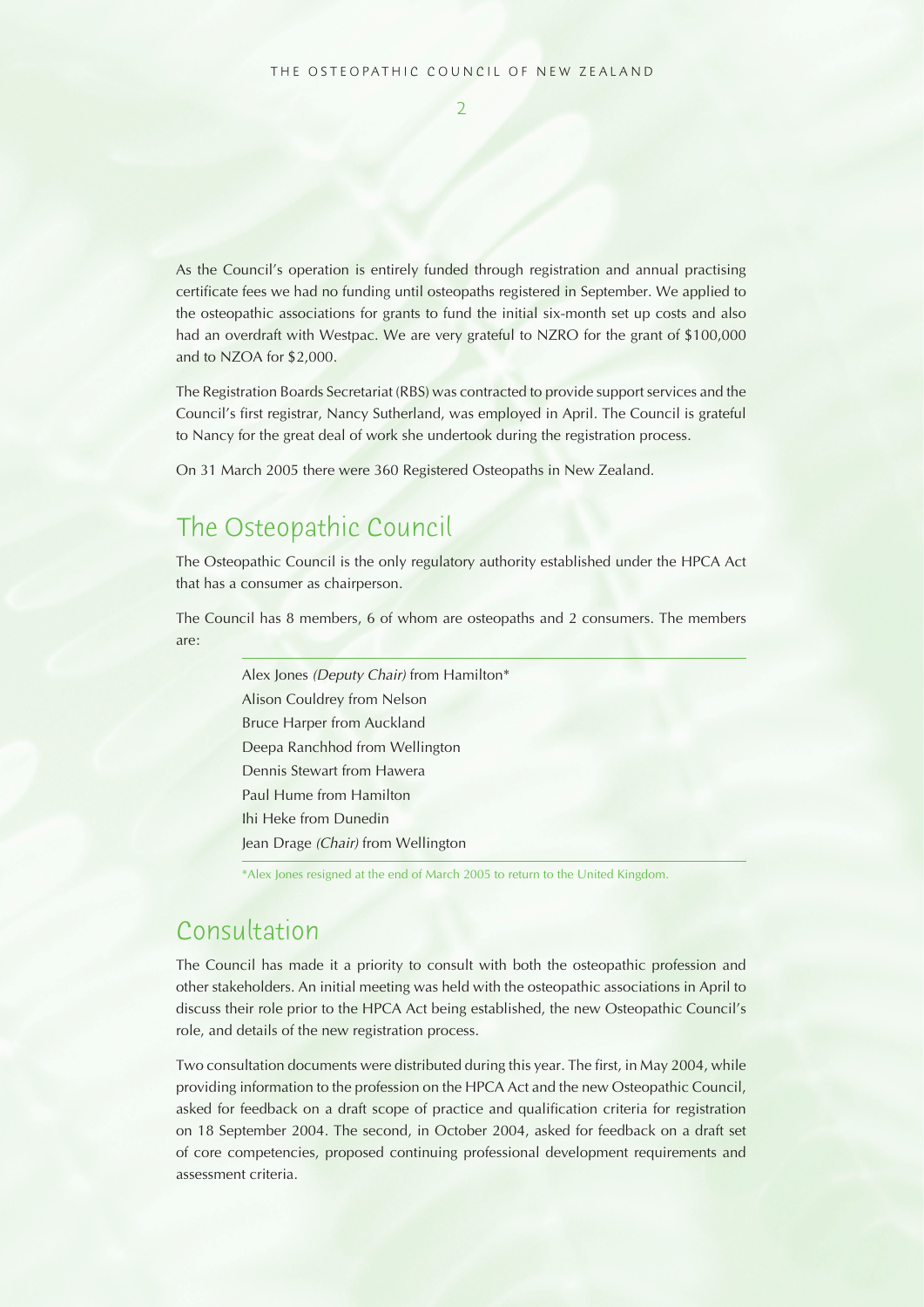As the Council's operation is entirely funded through registration and annual practising certificate fees we had no funding until osteopaths registered in September. We applied to the osteopathic associations for grants to fund the initial six-month set up costs and also had an overdraft with Westpac. We are very grateful to NZRO for the grant of $100,000 and to NZOA for $2,000.

The Registration Boards Secretariat (RBS) was contracted to provide support services and the Council's first registrar, Nancy Sutherland, was employed in April. The Council is grateful to Nancy for the great deal of work she undertook during the registration process.

On 31 March 2005 there were 360 Registered Osteopaths in New Zealand.

## The Osteopathic Council

The Osteopathic Council is the only regulatory authority established under the HPCA Act that has a consumer as chairperson.

The Council has 8 members, 6 of whom are osteopaths and 2 consumers. The members are:

- Alex Jones *(Deputy Chair)* from Hamilton*
- Alison Couldrey from Nelson
- Bruce Harper from Auckland
- Deepa Ranchhod from Wellington
- Dennis Stewart from Hawera
- Paul Hume from Hamilton
- Ihi Heke from Dunedin
- Jean Drage *(Chair)* from Wellington

*Alex Jones resigned at the end of March 2005 to return to the United Kingdom.

## Consultation

The Council has made it a priority to consult with both the osteopathic profession and other stakeholders. An initial meeting was held with the osteopathic associations in April to discuss their role prior to the HPCA Act being established, the new Osteopathic Council's role, and details of the new registration process.

Two consultation documents were distributed during this year. The first, in May 2004, while providing information to the profession on the HPCA Act and the new Osteopathic Council, asked for feedback on a draft scope of practice and qualification criteria for registration on 18 September 2004. The second, in October 2004, asked for feedback on a draft set of core competencies, proposed continuing professional development requirements and assessment criteria.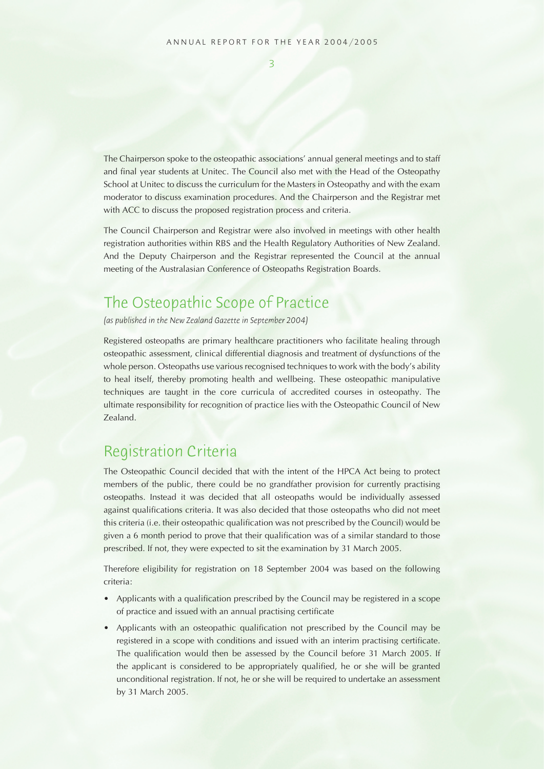The Chairperson spoke to the osteopathic associations' annual general meetings and to staff and final year students at Unitec. The Council also met with the Head of the Osteopathy School at Unitec to discuss the curriculum for the Masters in Osteopathy and with the exam moderator to discuss examination procedures. And the Chairperson and the Registrar met with ACC to discuss the proposed registration process and criteria.

The Council Chairperson and Registrar were also involved in meetings with other health registration authorities within RBS and the Health Regulatory Authorities of New Zealand. And the Deputy Chairperson and the Registrar represented the Council at the annual meeting of the Australasian Conference of Osteopaths Registration Boards.

## The Osteopathic Scope of Practice

*(as published in the New Zealand Gazette in September 2004)*

Registered osteopaths are primary healthcare practitioners who facilitate healing through osteopathic assessment, clinical differential diagnosis and treatment of dysfunctions of the whole person. Osteopaths use various recognised techniques to work with the body's ability to heal itself, thereby promoting health and wellbeing. These osteopathic manipulative techniques are taught in the core curricula of accredited courses in osteopathy. The ultimate responsibility for recognition of practice lies with the Osteopathic Council of New Zealand.

## Registration Criteria

The Osteopathic Council decided that with the intent of the HPCA Act being to protect members of the public, there could be no grandfather provision for currently practising osteopaths. Instead it was decided that all osteopaths would be individually assessed against qualifications criteria. It was also decided that those osteopaths who did not meet this criteria (i.e. their osteopathic qualification was not prescribed by the Council) would be given a 6 month period to prove that their qualification was of a similar standard to those prescribed. If not, they were expected to sit the examination by 31 March 2005.

Therefore eligibility for registration on 18 September 2004 was based on the following criteria:

- Applicants with a qualification prescribed by the Council may be registered in a scope of practice and issued with an annual practising certificate
- Applicants with an osteopathic qualification not prescribed by the Council may be registered in a scope with conditions and issued with an interim practising certificate. The qualification would then be assessed by the Council before 31 March 2005. If the applicant is considered to be appropriately qualified, he or she will be granted unconditional registration. If not, he or she will be required to undertake an assessment by 31 March 2005.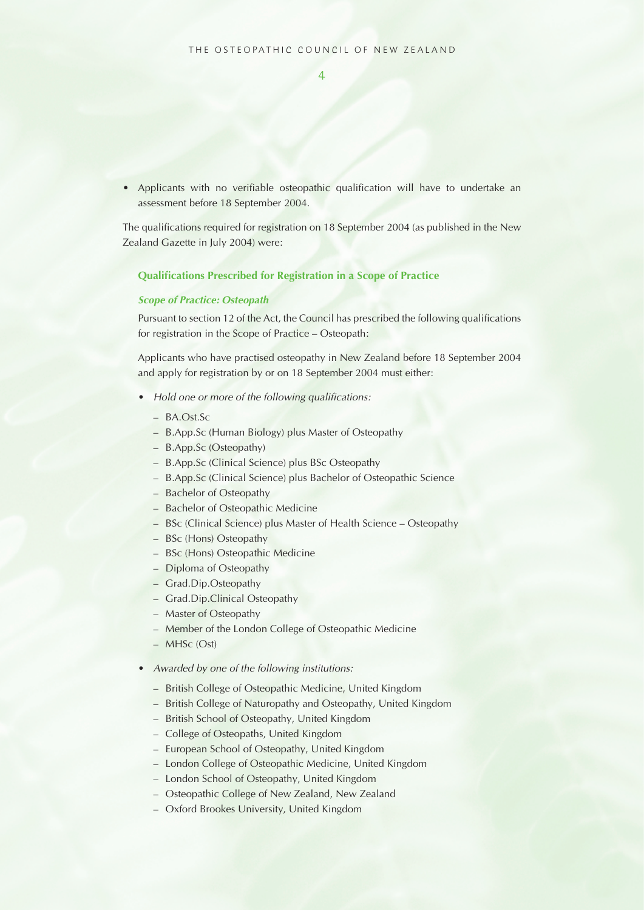- Applicants with no verifiable osteopathic qualification will have to undertake an assessment before 18 September 2004.

The qualifications required for registration on 18 September 2004 (as published in the New Zealand Gazette in July 2004) were:

### Qualifications Prescribed for Registration in a Scope of Practice

#### *Scope of Practice: Osteopath*

Pursuant to section 12 of the Act, the Council has prescribed the following qualifications for registration in the Scope of Practice – Osteopath:

Applicants who have practised osteopathy in New Zealand before 18 September 2004 and apply for registration by or on 18 September 2004 must either:

- *Hold one or more of the following qualifications:*
  - BA.Ost.Sc
  - B.App.Sc (Human Biology) plus Master of Osteopathy
  - B.App.Sc (Osteopathy)
  - B.App.Sc (Clinical Science) plus BSc Osteopathy
  - B.App.Sc (Clinical Science) plus Bachelor of Osteopathic Science
  - Bachelor of Osteopathy
  - Bachelor of Osteopathic Medicine
  - BSc (Clinical Science) plus Master of Health Science – Osteopathy
  - BSc (Hons) Osteopathy
  - BSc (Hons) Osteopathic Medicine
  - Diploma of Osteopathy
  - Grad.Dip.Osteopathy
  - Grad.Dip.Clinical Osteopathy
  - Master of Osteopathy
  - Member of the London College of Osteopathic Medicine
  - MHSc (Ost)
- *Awarded by one of the following institutions:*
  - British College of Osteopathic Medicine, United Kingdom
  - British College of Naturopathy and Osteopathy, United Kingdom
  - British School of Osteopathy, United Kingdom
  - College of Osteopaths, United Kingdom
  - European School of Osteopathy, United Kingdom
  - London College of Osteopathic Medicine, United Kingdom
  - London School of Osteopathy, United Kingdom
  - Osteopathic College of New Zealand, New Zealand
  - Oxford Brookes University, United Kingdom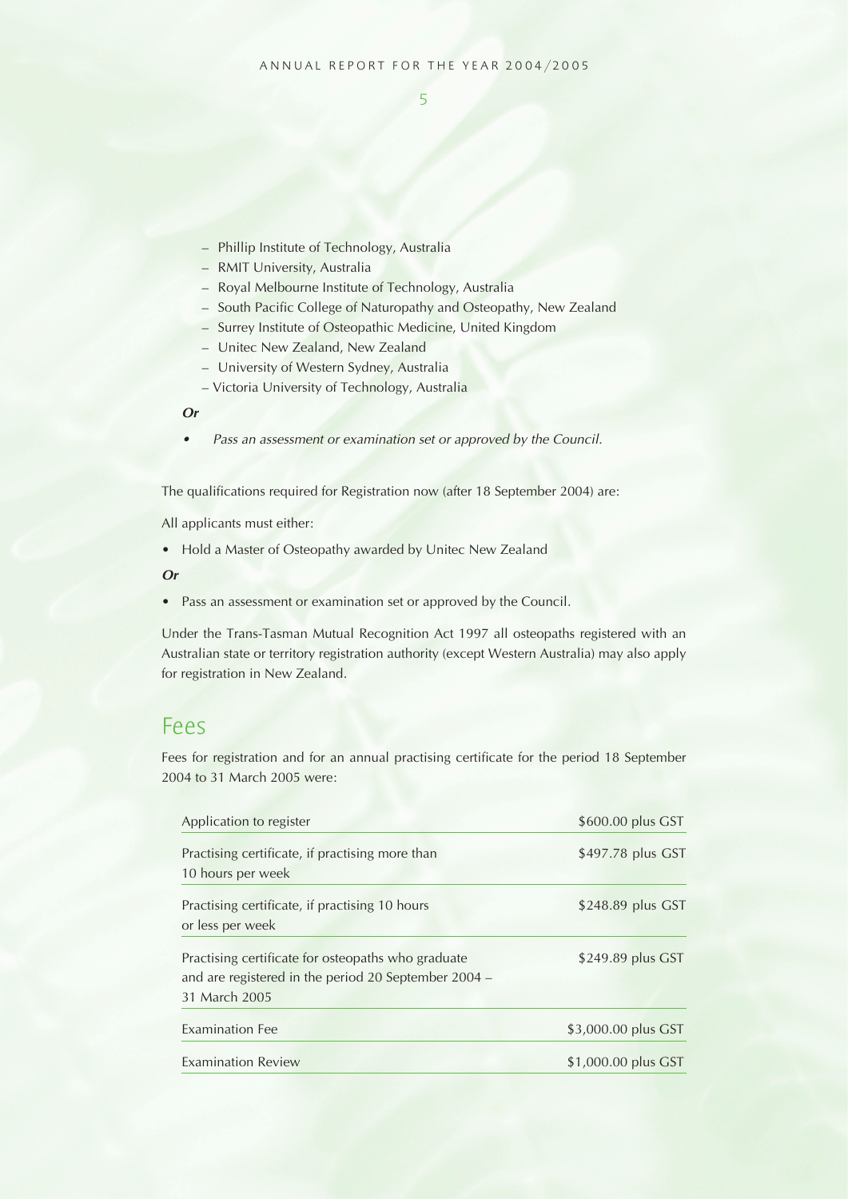- Phillip Institute of Technology, Australia
- RMIT University, Australia
- Royal Melbourne Institute of Technology, Australia
- South Pacific College of Naturopathy and Osteopathy, New Zealand
- Surrey Institute of Osteopathic Medicine, United Kingdom
- Unitec New Zealand, New Zealand
- University of Western Sydney, Australia
- Victoria University of Technology, Australia

***Or***

- *Pass an assessment or examination set or approved by the Council.*

The qualifications required for Registration now (after 18 September 2004) are:

All applicants must either:

- Hold a Master of Osteopathy awarded by Unitec New Zealand

***Or***

- Pass an assessment or examination set or approved by the Council.

Under the Trans-Tasman Mutual Recognition Act 1997 all osteopaths registered with an Australian state or territory registration authority (except Western Australia) may also apply for registration in New Zealand.

## Fees

Fees for registration and for an annual practising certificate for the period 18 September 2004 to 31 March 2005 were:

| | |
|---|---|
| Application to register | $600.00 plus GST |
| Practising certificate, if practising more than 10 hours per week | $497.78 plus GST |
| Practising certificate, if practising 10 hours or less per week | $248.89 plus GST |
| Practising certificate for osteopaths who graduate and are registered in the period 20 September 2004 – 31 March 2005 | $249.89 plus GST |
| Examination Fee | $3,000.00 plus GST |
| Examination Review | $1,000.00 plus GST |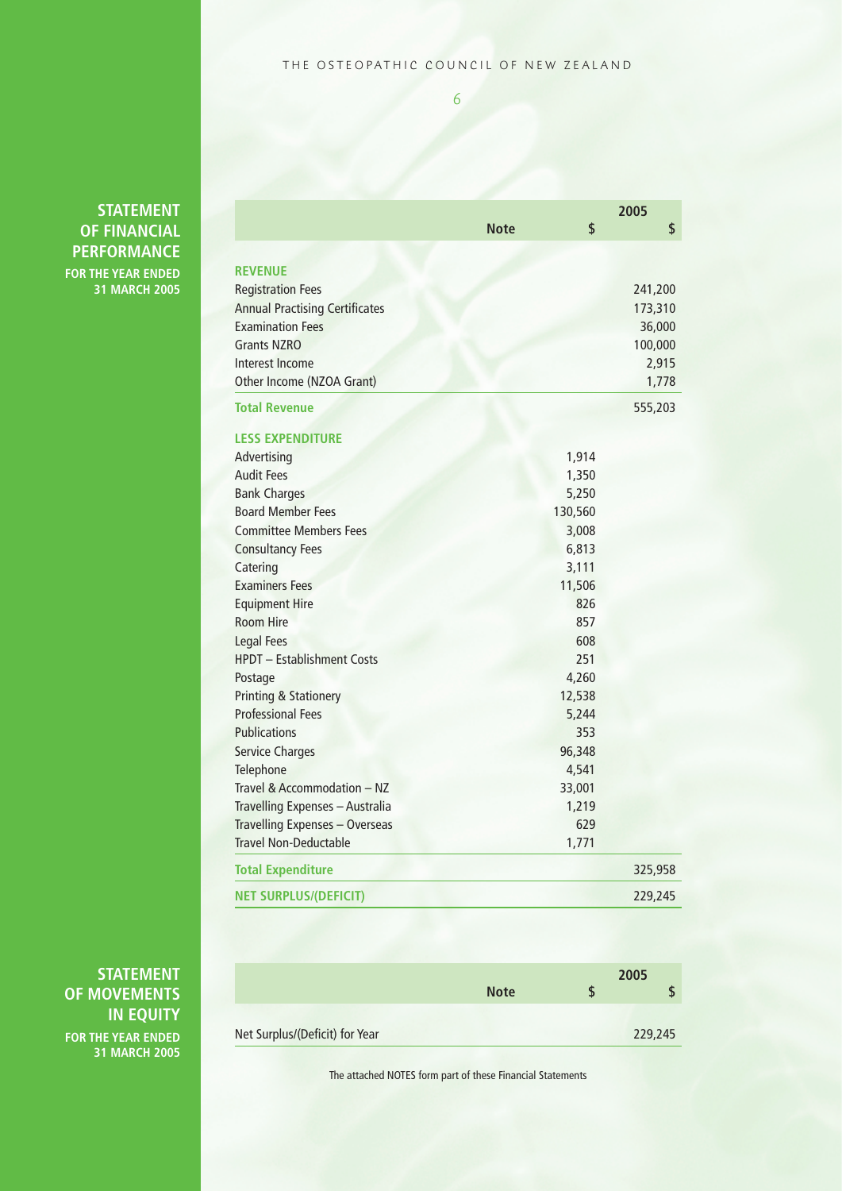## STATEMENT OF FINANCIAL PERFORMANCE

**FOR THE YEAR ENDED 31 MARCH 2005**

| | Note | 2005 $ | $ |
|---|---|---|---|
| **REVENUE** | | | |
| Registration Fees | | | 241,200 |
| Annual Practising Certificates | | | 173,310 |
| Examination Fees | | | 36,000 |
| Grants NZRO | | | 100,000 |
| Interest Income | | | 2,915 |
| Other Income (NZOA Grant) | | | 1,778 |
| **Total Revenue** | | | 555,203 |
| **LESS EXPENDITURE** | | | |
| Advertising | | 1,914 | |
| Audit Fees | | 1,350 | |
| Bank Charges | | 5,250 | |
| Board Member Fees | | 130,560 | |
| Committee Members Fees | | 3,008 | |
| Consultancy Fees | | 6,813 | |
| Catering | | 3,111 | |
| Examiners Fees | | 11,506 | |
| Equipment Hire | | 826 | |
| Room Hire | | 857 | |
| Legal Fees | | 608 | |
| HPDT – Establishment Costs | | 251 | |
| Postage | | 4,260 | |
| Printing & Stationery | | 12,538 | |
| Professional Fees | | 5,244 | |
| Publications | | 353 | |
| Service Charges | | 96,348 | |
| Telephone | | 4,541 | |
| Travel & Accommodation – NZ | | 33,001 | |
| Travelling Expenses – Australia | | 1,219 | |
| Travelling Expenses – Overseas | | 629 | |
| Travel Non-Deductable | | 1,771 | |
| **Total Expenditure** | | | 325,958 |
| **NET SURPLUS/(DEFICIT)** | | | 229,245 |

## STATEMENT OF MOVEMENTS IN EQUITY

**FOR THE YEAR ENDED 31 MARCH 2005**

| | Note | 2005 $ | $ |
|---|---|---|---|
| Net Surplus/(Deficit) for Year | | | 229,245 |

The attached NOTES form part of these Financial Statements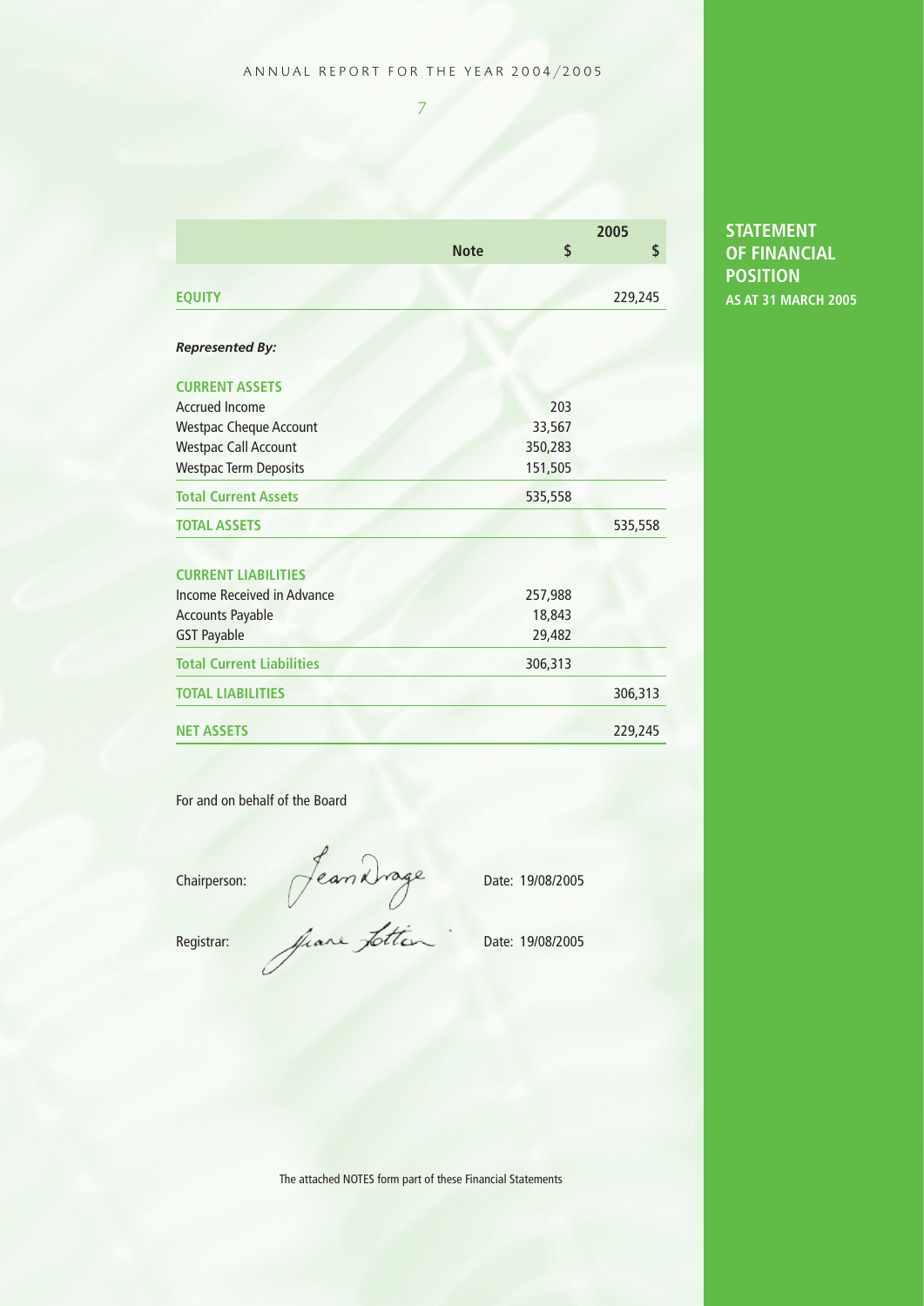## STATEMENT OF FINANCIAL POSITION

**AS AT 31 MARCH 2005**

| | Note | 2005 $ | $ |
|---|---|---|---|
| **EQUITY** | | | 229,245 |
| | | | |
| ***Represented By:*** | | | |
| | | | |
| **CURRENT ASSETS** | | | |
| Accrued Income | | 203 | |
| Westpac Cheque Account | | 33,567 | |
| Westpac Call Account | | 350,283 | |
| Westpac Term Deposits | | 151,505 | |
| **Total Current Assets** | | 535,558 | |
| **TOTAL ASSETS** | | | 535,558 |
| | | | |
| **CURRENT LIABILITIES** | | | |
| Income Received in Advance | | 257,988 | |
| Accounts Payable | | 18,843 | |
| GST Payable | | 29,482 | |
| **Total Current Liabilities** | | 306,313 | |
| **TOTAL LIABILITIES** | | | 306,313 |
| | | | |
| **NET ASSETS** | | | 229,245 |

For and on behalf of the Board

Chairperson: Jean Drage — Date: 19/08/2005

Registrar: Jane Totten — Date: 19/08/2005

The attached NOTES form part of these Financial Statements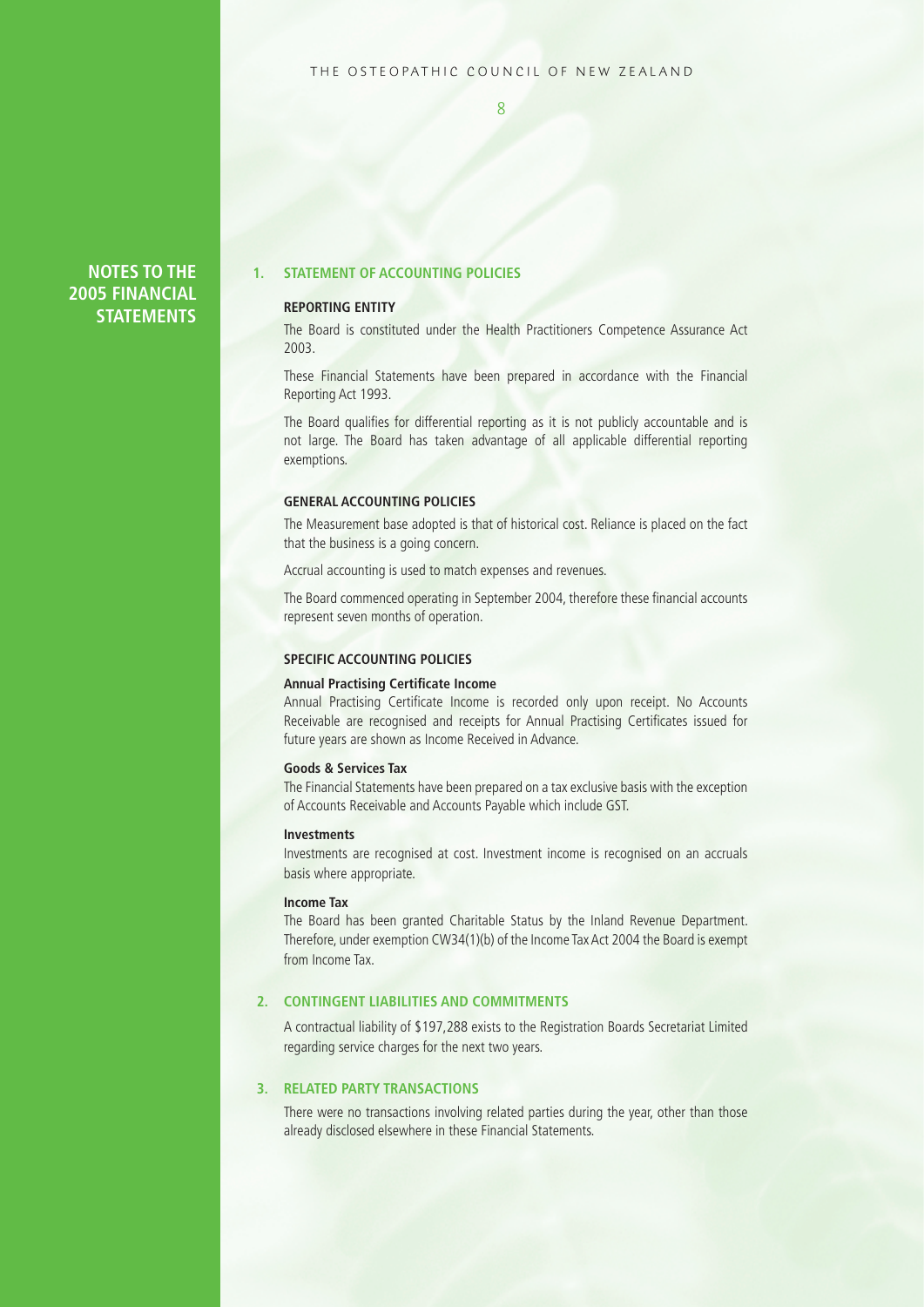# NOTES TO THE 2005 FINANCIAL STATEMENTS

## 1. STATEMENT OF ACCOUNTING POLICIES

### REPORTING ENTITY

The Board is constituted under the Health Practitioners Competence Assurance Act 2003.

These Financial Statements have been prepared in accordance with the Financial Reporting Act 1993.

The Board qualifies for differential reporting as it is not publicly accountable and is not large. The Board has taken advantage of all applicable differential reporting exemptions.

### GENERAL ACCOUNTING POLICIES

The Measurement base adopted is that of historical cost. Reliance is placed on the fact that the business is a going concern.

Accrual accounting is used to match expenses and revenues.

The Board commenced operating in September 2004, therefore these financial accounts represent seven months of operation.

### SPECIFIC ACCOUNTING POLICIES

**Annual Practising Certificate Income**

Annual Practising Certificate Income is recorded only upon receipt. No Accounts Receivable are recognised and receipts for Annual Practising Certificates issued for future years are shown as Income Received in Advance.

**Goods & Services Tax**

The Financial Statements have been prepared on a tax exclusive basis with the exception of Accounts Receivable and Accounts Payable which include GST.

**Investments**

Investments are recognised at cost. Investment income is recognised on an accruals basis where appropriate.

**Income Tax**

The Board has been granted Charitable Status by the Inland Revenue Department. Therefore, under exemption CW34(1)(b) of the Income Tax Act 2004 the Board is exempt from Income Tax.

## 2. CONTINGENT LIABILITIES AND COMMITMENTS

A contractual liability of $197,288 exists to the Registration Boards Secretariat Limited regarding service charges for the next two years.

## 3. RELATED PARTY TRANSACTIONS

There were no transactions involving related parties during the year, other than those already disclosed elsewhere in these Financial Statements.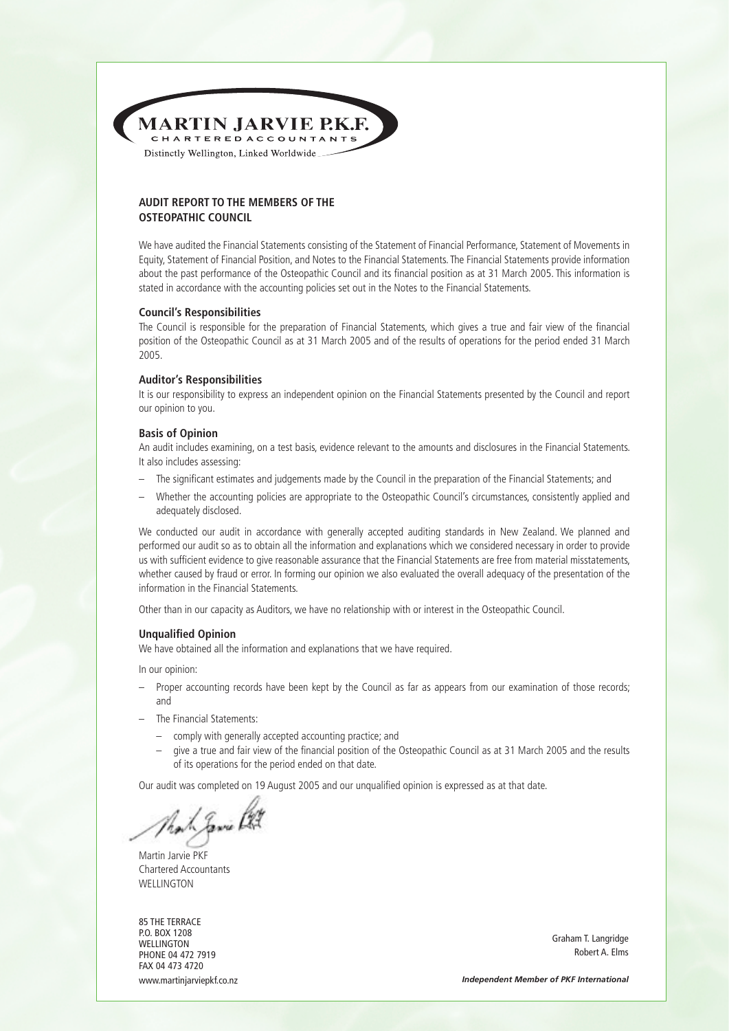**MARTIN JARVIE P.K.F.**
CHARTERED ACCOUNTANTS
Distinctly Wellington, Linked Worldwide

## AUDIT REPORT TO THE MEMBERS OF THE OSTEOPATHIC COUNCIL

We have audited the Financial Statements consisting of the Statement of Financial Performance, Statement of Movements in Equity, Statement of Financial Position, and Notes to the Financial Statements. The Financial Statements provide information about the past performance of the Osteopathic Council and its financial position as at 31 March 2005. This information is stated in accordance with the accounting policies set out in the Notes to the Financial Statements.

### Council's Responsibilities

The Council is responsible for the preparation of Financial Statements, which gives a true and fair view of the financial position of the Osteopathic Council as at 31 March 2005 and of the results of operations for the period ended 31 March 2005.

### Auditor's Responsibilities

It is our responsibility to express an independent opinion on the Financial Statements presented by the Council and report our opinion to you.

### Basis of Opinion

An audit includes examining, on a test basis, evidence relevant to the amounts and disclosures in the Financial Statements. It also includes assessing:

- The significant estimates and judgements made by the Council in the preparation of the Financial Statements; and
- Whether the accounting policies are appropriate to the Osteopathic Council's circumstances, consistently applied and adequately disclosed.

We conducted our audit in accordance with generally accepted auditing standards in New Zealand. We planned and performed our audit so as to obtain all the information and explanations which we considered necessary in order to provide us with sufficient evidence to give reasonable assurance that the Financial Statements are free from material misstatements, whether caused by fraud or error. In forming our opinion we also evaluated the overall adequacy of the presentation of the information in the Financial Statements.

Other than in our capacity as Auditors, we have no relationship with or interest in the Osteopathic Council.

### Unqualified Opinion

We have obtained all the information and explanations that we have required.

In our opinion:

- Proper accounting records have been kept by the Council as far as appears from our examination of those records; and
- The Financial Statements:
  - comply with generally accepted accounting practice; and
  - give a true and fair view of the financial position of the Osteopathic Council as at 31 March 2005 and the results of its operations for the period ended on that date.

Our audit was completed on 19 August 2005 and our unqualified opinion is expressed as at that date.

Martin Jarvie PKF
Chartered Accountants
WELLINGTON

85 THE TERRACE
P.O. BOX 1208
WELLINGTON
PHONE 04 472 7919
FAX 04 473 4720
www.martinjarviepkf.co.nz

Graham T. Langridge
Robert A. Elms

*Independent Member of PKF International*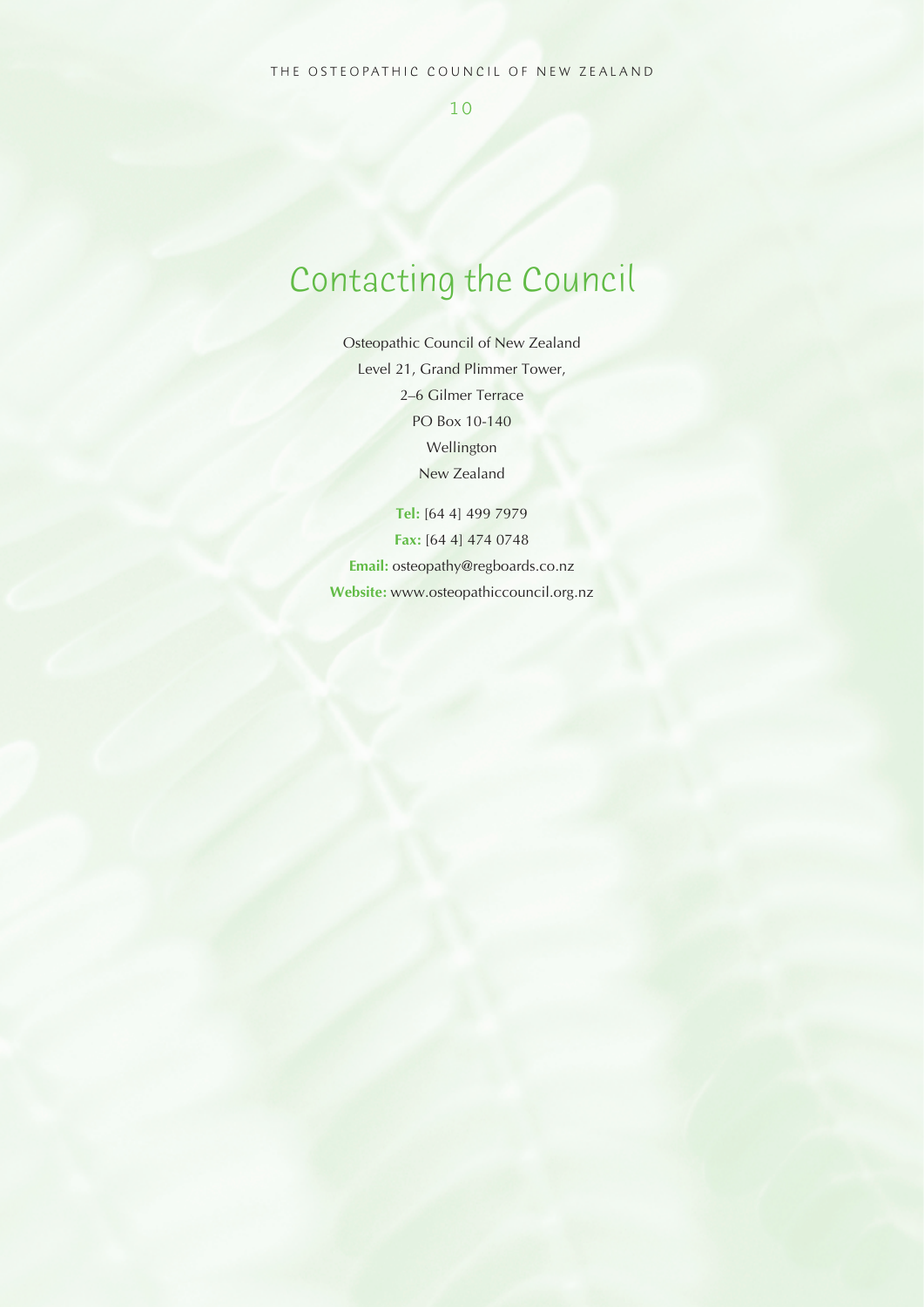# Contacting the Council

Osteopathic Council of New Zealand
Level 21, Grand Plimmer Tower,
2–6 Gilmer Terrace
PO Box 10-140
Wellington
New Zealand

**Tel:** [64 4] 499 7979
**Fax:** [64 4] 474 0748
**Email:** osteopathy@regboards.co.nz
**Website:** www.osteopathiccouncil.org.nz